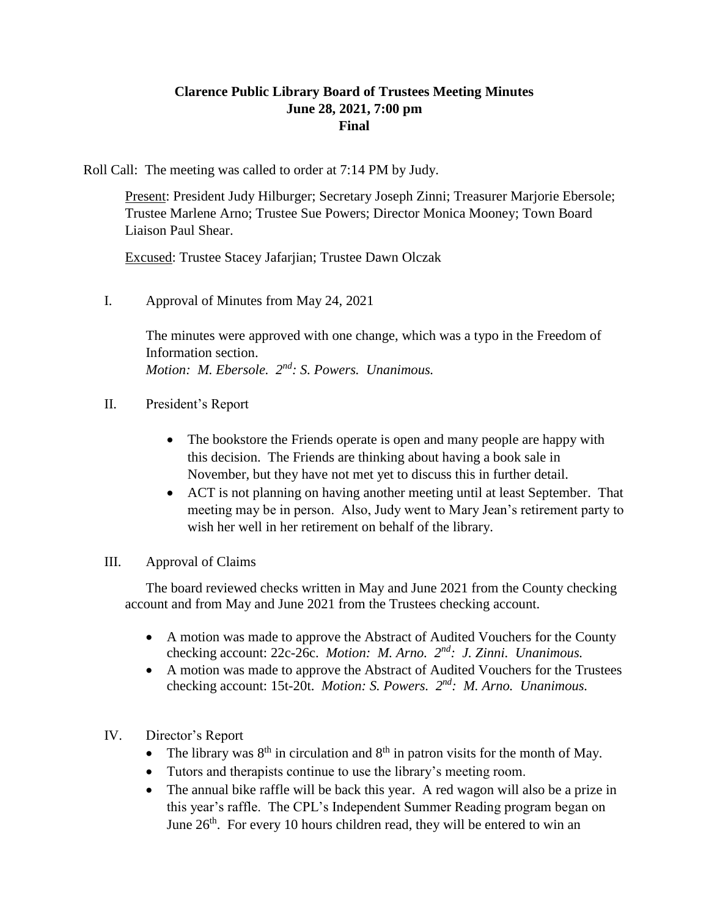**Clarence Public Library Board of Trustees Meeting Minutes**
**June 28, 2021, 7:00 pm**
**Final**

Roll Call: The meeting was called to order at 7:14 PM by Judy.

Present: President Judy Hilburger; Secretary Joseph Zinni; Treasurer Marjorie Ebersole; Trustee Marlene Arno; Trustee Sue Powers; Director Monica Mooney; Town Board Liaison Paul Shear.

Excused: Trustee Stacey Jafarjian; Trustee Dawn Olczak

I. Approval of Minutes from May 24, 2021

The minutes were approved with one change, which was a typo in the Freedom of Information section.
*Motion: M. Ebersole. 2nd: S. Powers. Unanimous.*

II. President's Report

- The bookstore the Friends operate is open and many people are happy with this decision. The Friends are thinking about having a book sale in November, but they have not met yet to discuss this in further detail.
- ACT is not planning on having another meeting until at least September. That meeting may be in person. Also, Judy went to Mary Jean's retirement party to wish her well in her retirement on behalf of the library.

III. Approval of Claims

The board reviewed checks written in May and June 2021 from the County checking account and from May and June 2021 from the Trustees checking account.

- A motion was made to approve the Abstract of Audited Vouchers for the County checking account: 22c-26c. *Motion: M. Arno. 2nd: J. Zinni. Unanimous.*
- A motion was made to approve the Abstract of Audited Vouchers for the Trustees checking account: 15t-20t. *Motion: S. Powers. 2nd: M. Arno. Unanimous.*

IV. Director's Report

- The library was 8th in circulation and 8th in patron visits for the month of May.
- Tutors and therapists continue to use the library's meeting room.
- The annual bike raffle will be back this year. A red wagon will also be a prize in this year's raffle. The CPL's Independent Summer Reading program began on June 26th. For every 10 hours children read, they will be entered to win an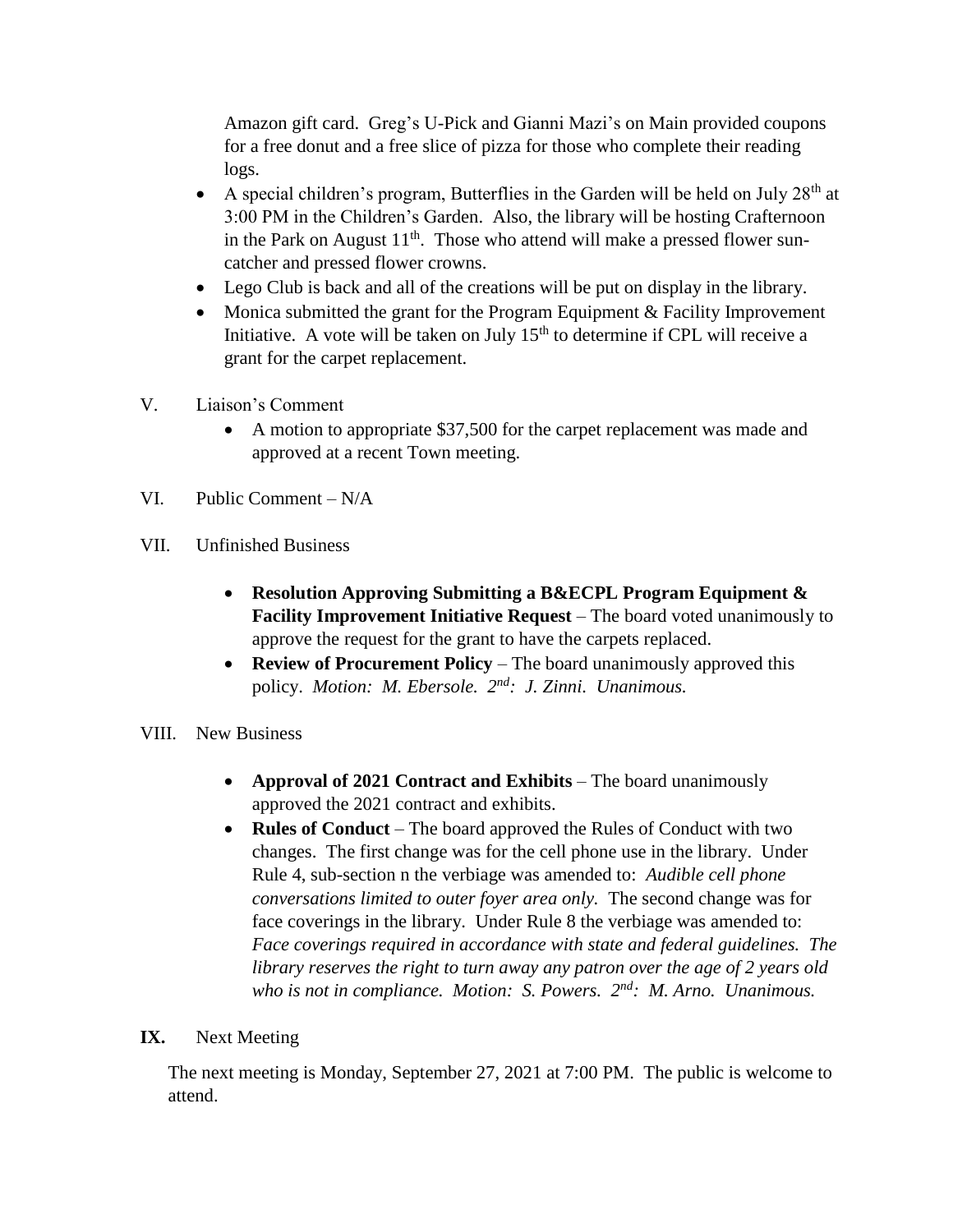Amazon gift card. Greg's U-Pick and Gianni Mazi's on Main provided coupons for a free donut and a free slice of pizza for those who complete their reading logs.

- A special children's program, Butterflies in the Garden will be held on July 28th at 3:00 PM in the Children's Garden. Also, the library will be hosting Crafternoon in the Park on August 11th. Those who attend will make a pressed flower sun-catcher and pressed flower crowns.
- Lego Club is back and all of the creations will be put on display in the library.
- Monica submitted the grant for the Program Equipment & Facility Improvement Initiative. A vote will be taken on July 15th to determine if CPL will receive a grant for the carpet replacement.

V. Liaison's Comment

- A motion to appropriate $37,500 for the carpet replacement was made and approved at a recent Town meeting.

VI. Public Comment – N/A

VII. Unfinished Business

- **Resolution Approving Submitting a B&ECPL Program Equipment & Facility Improvement Initiative Request** – The board voted unanimously to approve the request for the grant to have the carpets replaced.
- **Review of Procurement Policy** – The board unanimously approved this policy. *Motion: M. Ebersole. 2nd: J. Zinni. Unanimous.*

VIII. New Business

- **Approval of 2021 Contract and Exhibits** – The board unanimously approved the 2021 contract and exhibits.
- **Rules of Conduct** – The board approved the Rules of Conduct with two changes. The first change was for the cell phone use in the library. Under Rule 4, sub-section n the verbiage was amended to: *Audible cell phone conversations limited to outer foyer area only.* The second change was for face coverings in the library. Under Rule 8 the verbiage was amended to: *Face coverings required in accordance with state and federal guidelines. The library reserves the right to turn away any patron over the age of 2 years old who is not in compliance. Motion: S. Powers. 2nd: M. Arno. Unanimous.*

**IX.** Next Meeting

The next meeting is Monday, September 27, 2021 at 7:00 PM. The public is welcome to attend.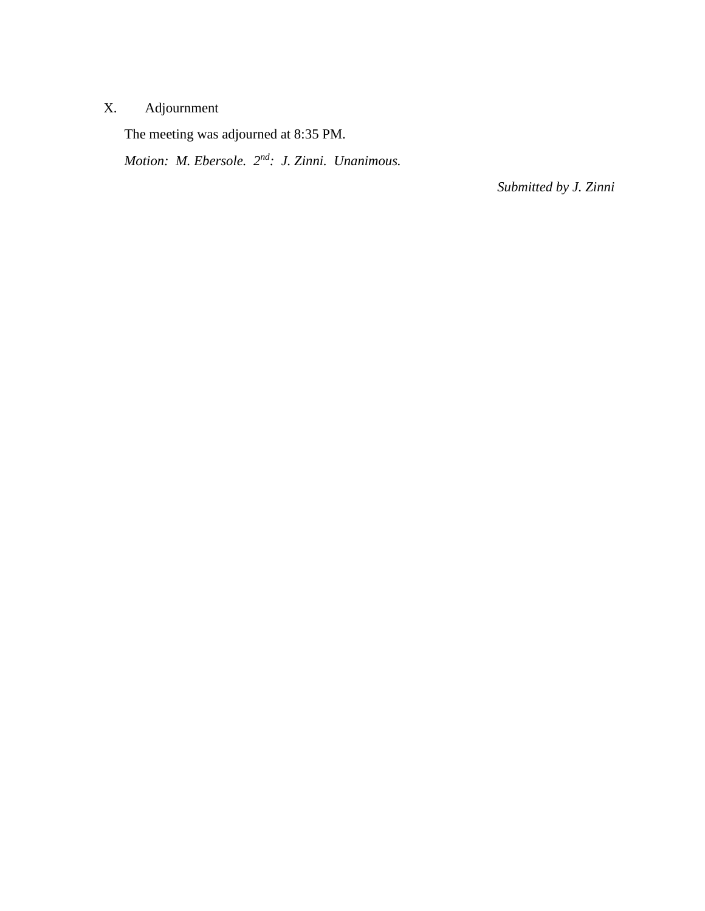X. Adjournment

The meeting was adjourned at 8:35 PM.

*Motion: M. Ebersole. 2nd: J. Zinni. Unanimous.*

*Submitted by J. Zinni*